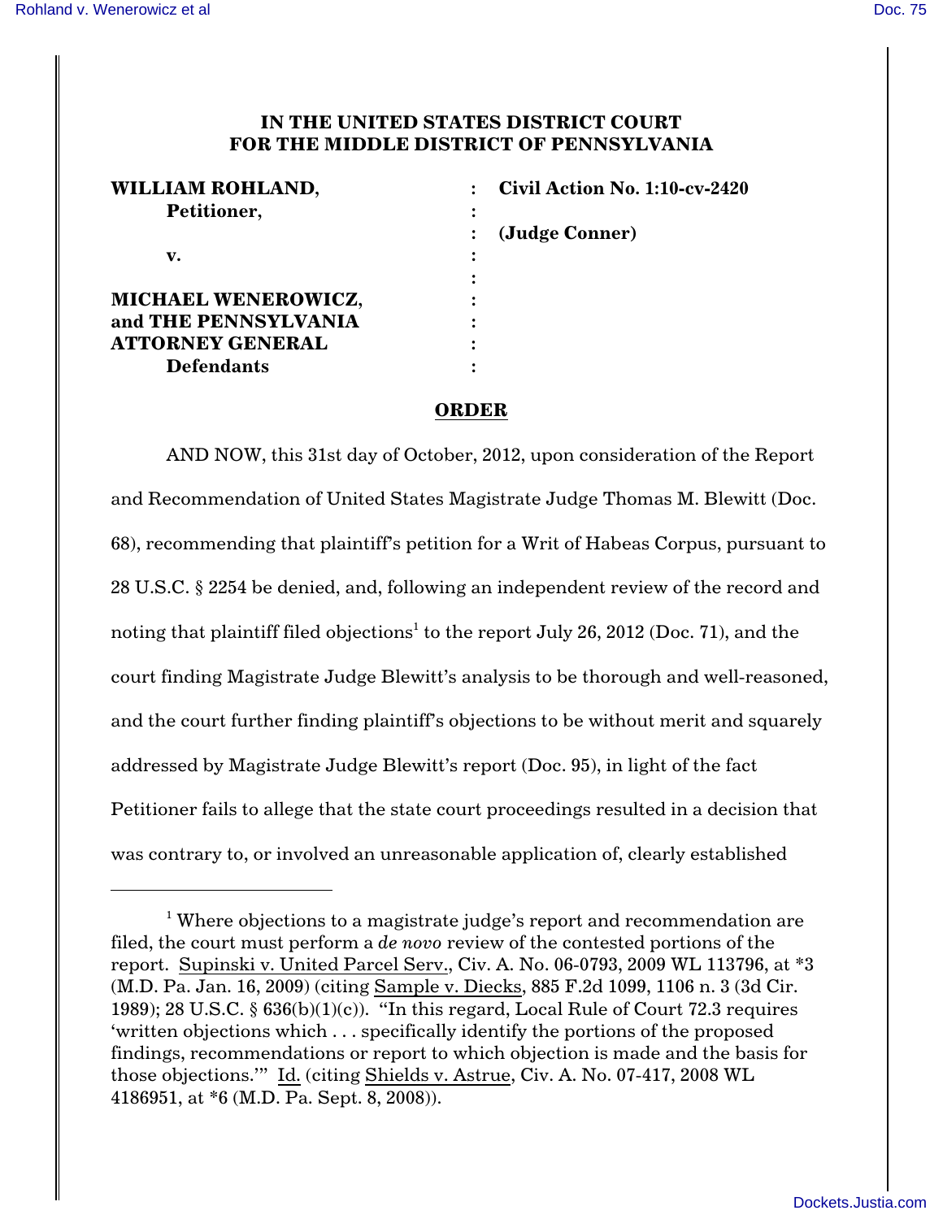**IN THE UNITED STATES DISTRICT COURT FOR THE MIDDLE DISTRICT OF PENNSYLVANIA**

| | | |
|---|---|---|
| **WILLIAM ROHLAND,** | : | **Civil Action No. 1:10-cv-2420** |
| **Petitioner,** | : | |
| | : | **(Judge Conner)** |
| **v.** | : | |
| | : | |
| **MICHAEL WENEROWICZ,** | : | |
| **and THE PENNSYLVANIA** | : | |
| **ATTORNEY GENERAL** | : | |
| **Defendants** | : | |

**ORDER**

AND NOW, this 31st day of October, 2012, upon consideration of the Report and Recommendation of United States Magistrate Judge Thomas M. Blewitt (Doc. 68), recommending that plaintiff's petition for a Writ of Habeas Corpus, pursuant to 28 U.S.C. § 2254 be denied, and, following an independent review of the record and noting that plaintiff filed objections[1] to the report July 26, 2012 (Doc. 71), and the court finding Magistrate Judge Blewitt's analysis to be thorough and well-reasoned, and the court further finding plaintiff's objections to be without merit and squarely addressed by Magistrate Judge Blewitt's report (Doc. 95), in light of the fact Petitioner fails to allege that the state court proceedings resulted in a decision that was contrary to, or involved an unreasonable application of, clearly established

---

[1] Where objections to a magistrate judge's report and recommendation are filed, the court must perform a *de novo* review of the contested portions of the report. Supinski v. United Parcel Serv., Civ. A. No. 06-0793, 2009 WL 113796, at *3 (M.D. Pa. Jan. 16, 2009) (citing Sample v. Diecks, 885 F.2d 1099, 1106 n. 3 (3d Cir. 1989); 28 U.S.C. § 636(b)(1)(c)). "In this regard, Local Rule of Court 72.3 requires 'written objections which . . . specifically identify the portions of the proposed findings, recommendations or report to which objection is made and the basis for those objections.'" Id. (citing Shields v. Astrue, Civ. A. No. 07-417, 2008 WL 4186951, at *6 (M.D. Pa. Sept. 8, 2008)).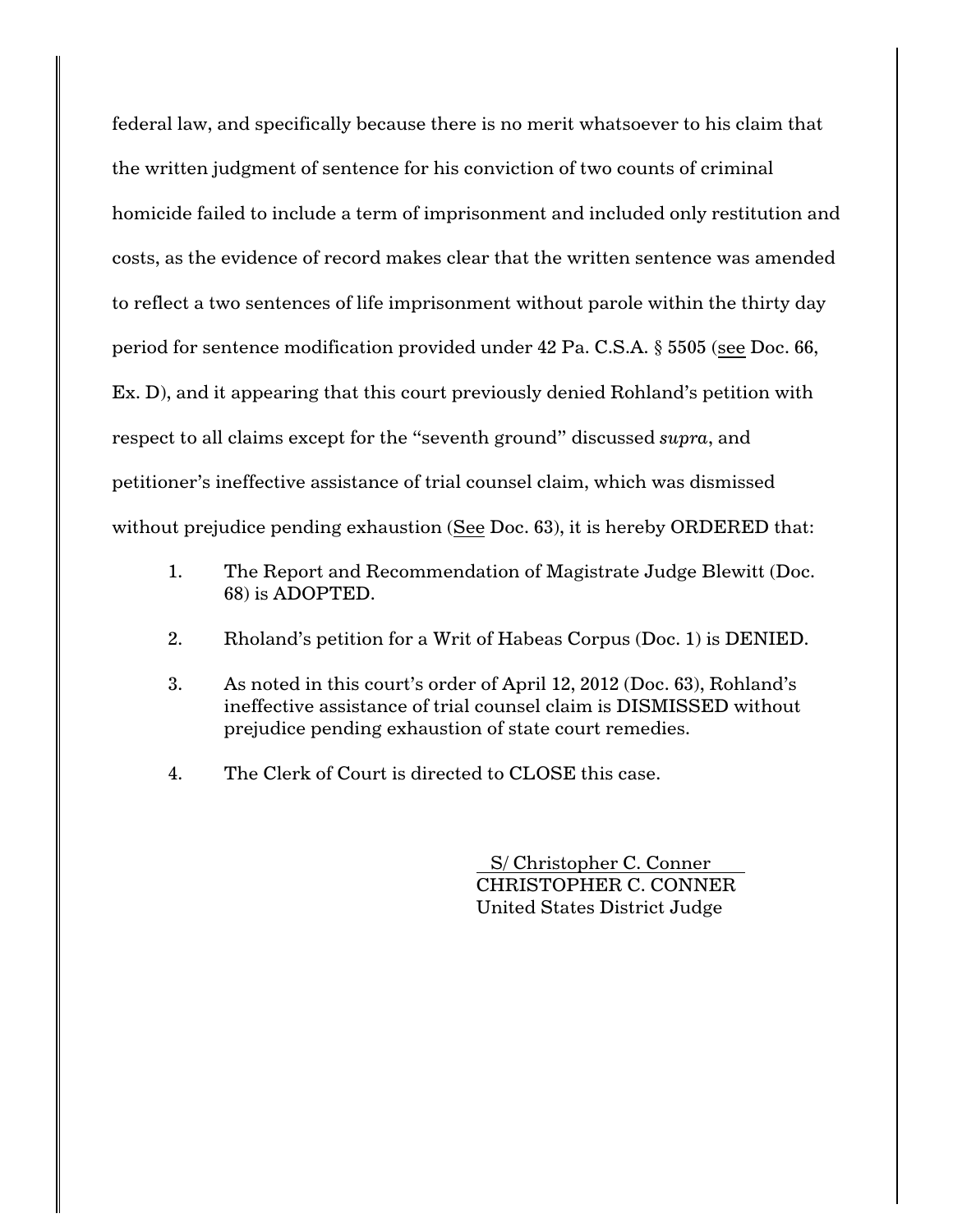federal law, and specifically because there is no merit whatsoever to his claim that the written judgment of sentence for his conviction of two counts of criminal homicide failed to include a term of imprisonment and included only restitution and costs, as the evidence of record makes clear that the written sentence was amended to reflect a two sentences of life imprisonment without parole within the thirty day period for sentence modification provided under 42 Pa. C.S.A. § 5505 (see Doc. 66, Ex. D), and it appearing that this court previously denied Rohland's petition with respect to all claims except for the "seventh ground" discussed *supra*, and petitioner's ineffective assistance of trial counsel claim, which was dismissed without prejudice pending exhaustion (See Doc. 63), it is hereby ORDERED that:

1. The Report and Recommendation of Magistrate Judge Blewitt (Doc. 68) is ADOPTED.
2. Rholand's petition for a Writ of Habeas Corpus (Doc. 1) is DENIED.
3. As noted in this court's order of April 12, 2012 (Doc. 63), Rohland's ineffective assistance of trial counsel claim is DISMISSED without prejudice pending exhaustion of state court remedies.
4. The Clerk of Court is directed to CLOSE this case.

S/ Christopher C. Conner
CHRISTOPHER C. CONNER
United States District Judge